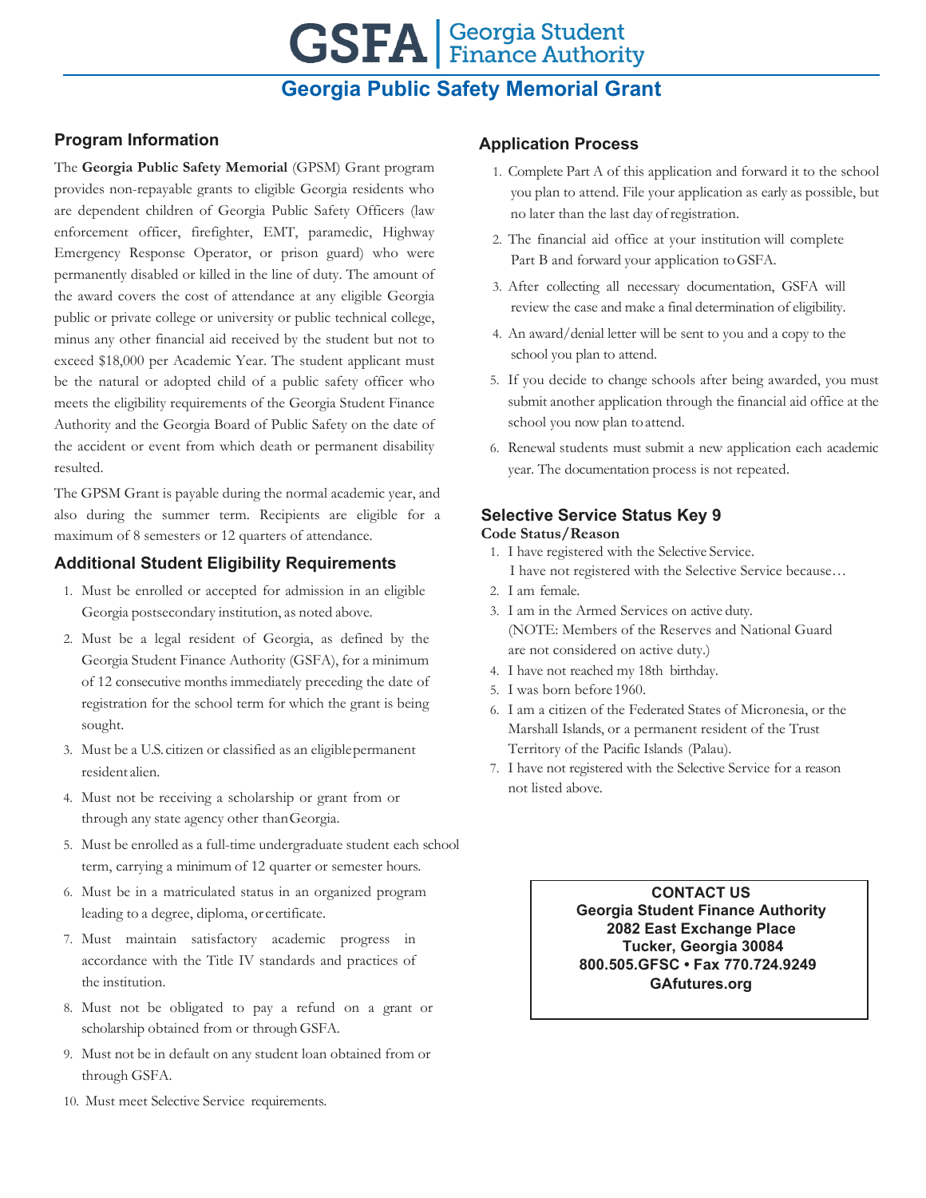# GSFA | Georgia Student Finance Authority

## Georgia Public Safety Memorial Grant

### Program Information

The **Georgia Public Safety Memorial** (GPSM) Grant program provides non-repayable grants to eligible Georgia residents who are dependent children of Georgia Public Safety Officers (law enforcement officer, firefighter, EMT, paramedic, Highway Emergency Response Operator, or prison guard) who were permanently disabled or killed in the line of duty. The amount of the award covers the cost of attendance at any eligible Georgia public or private college or university or public technical college, minus any other financial aid received by the student but not to exceed $18,000 per Academic Year. The student applicant must be the natural or adopted child of a public safety officer who meets the eligibility requirements of the Georgia Student Finance Authority and the Georgia Board of Public Safety on the date of the accident or event from which death or permanent disability resulted.

The GPSM Grant is payable during the normal academic year, and also during the summer term. Recipients are eligible for a maximum of 8 semesters or 12 quarters of attendance.

### Additional Student Eligibility Requirements

1. Must be enrolled or accepted for admission in an eligible Georgia postsecondary institution, as noted above.
2. Must be a legal resident of Georgia, as defined by the Georgia Student Finance Authority (GSFA), for a minimum of 12 consecutive months immediately preceding the date of registration for the school term for which the grant is being sought.
3. Must be a U.S. citizen or classified as an eligible permanent resident alien.
4. Must not be receiving a scholarship or grant from or through any state agency other than Georgia.
5. Must be enrolled as a full-time undergraduate student each school term, carrying a minimum of 12 quarter or semester hours.
6. Must be in a matriculated status in an organized program leading to a degree, diploma, or certificate.
7. Must maintain satisfactory academic progress in accordance with the Title IV standards and practices of the institution.
8. Must not be obligated to pay a refund on a grant or scholarship obtained from or through GSFA.
9. Must not be in default on any student loan obtained from or through GSFA.
10. Must meet Selective Service requirements.

### Application Process

1. Complete Part A of this application and forward it to the school you plan to attend. File your application as early as possible, but no later than the last day of registration.
2. The financial aid office at your institution will complete Part B and forward your application to GSFA.
3. After collecting all necessary documentation, GSFA will review the case and make a final determination of eligibility.
4. An award/denial letter will be sent to you and a copy to the school you plan to attend.
5. If you decide to change schools after being awarded, you must submit another application through the financial aid office at the school you now plan to attend.
6. Renewal students must submit a new application each academic year. The documentation process is not repeated.

### Selective Service Status Key 9

**Code Status/Reason**

1. I have registered with the Selective Service.
   I have not registered with the Selective Service because…
2. I am female.
3. I am in the Armed Services on active duty.
   (NOTE: Members of the Reserves and National Guard are not considered on active duty.)
4. I have not reached my 18th birthday.
5. I was born before 1960.
6. I am a citizen of the Federated States of Micronesia, or the Marshall Islands, or a permanent resident of the Trust Territory of the Pacific Islands (Palau).
7. I have not registered with the Selective Service for a reason not listed above.

**CONTACT US**
**Georgia Student Finance Authority**
**2082 East Exchange Place**
**Tucker, Georgia 30084**
**800.505.GFSC • Fax 770.724.9249**
**GAfutures.org**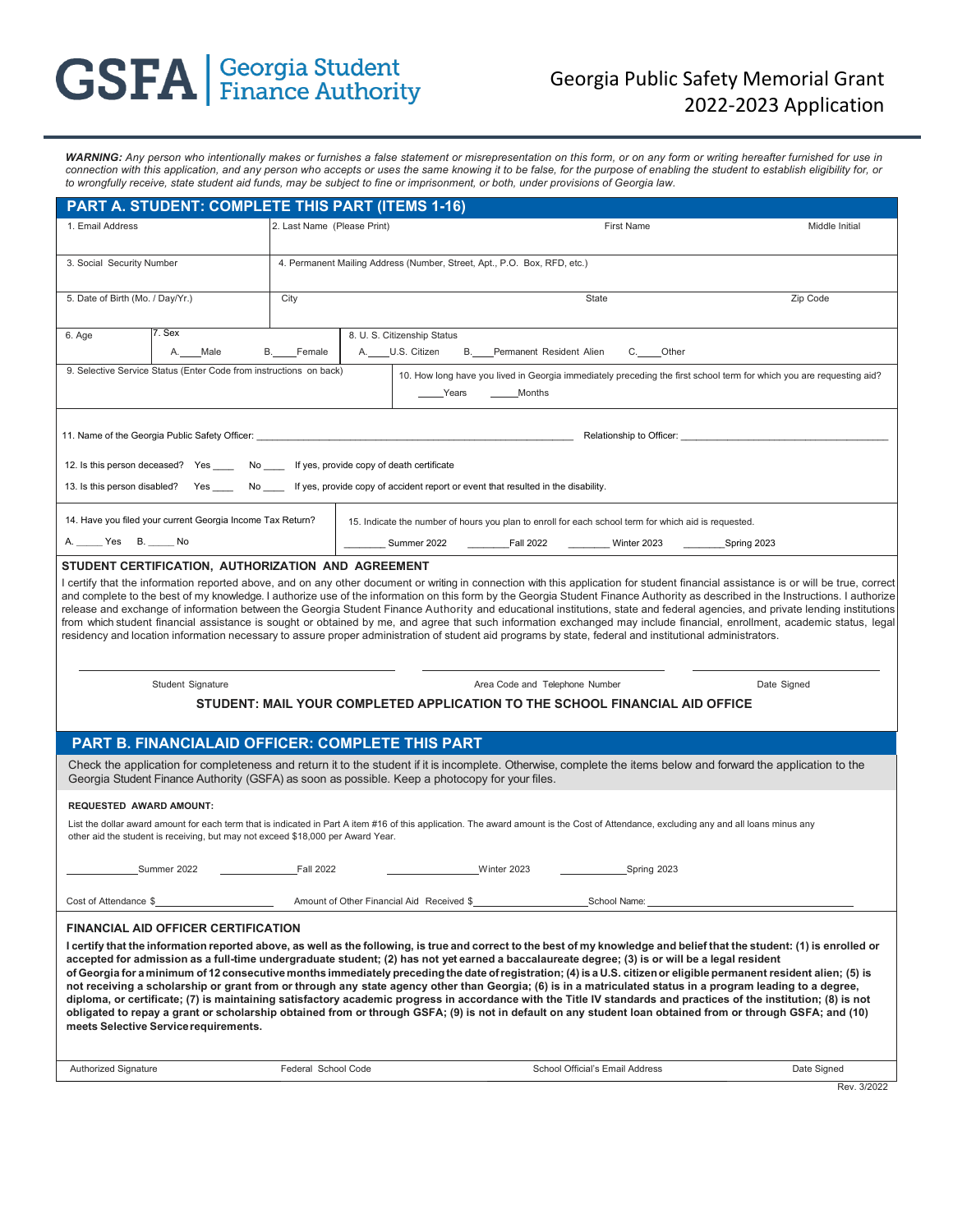# GSFA | Georgia Student Finance Authority

## Georgia Public Safety Memorial Grant 2022-2023 Application

***WARNING:*** *Any person who intentionally makes or furnishes a false statement or misrepresentation on this form, or on any form or writing hereafter furnished for use in connection with this application, and any person who accepts or uses the same knowing it to be false, for the purpose of enabling the student to establish eligibility for, or to wrongfully receive, state student aid funds, may be subject to fine or imprisonment, or both, under provisions of Georgia law.*

## PART A. STUDENT: COMPLETE THIS PART (ITEMS 1-16)

| | | | |
|---|---|---|---|
| 1. Email Address | 2. Last Name (Please Print) | First Name | Middle Initial |
| 3. Social Security Number | 4. Permanent Mailing Address (Number, Street, Apt., P.O. Box, RFD, etc.) | | |
| 5. Date of Birth (Mo. / Day/Yr.) | City | State | Zip Code |

6. Age

7. Sex A.____Male B.____Female

8. U. S. Citizenship Status A.____U.S. Citizen B.____Permanent Resident Alien C.____Other

9. Selective Service Status (Enter Code from instructions on back)

10. How long have you lived in Georgia immediately preceding the first school term for which you are requesting aid? _____Years _____Months

11. Name of the Georgia Public Safety Officer: ____________________ Relationship to Officer: ____________________

12. Is this person deceased? Yes ____ No ____ If yes, provide copy of death certificate

13. Is this person disabled? Yes ____ No ____ If yes, provide copy of accident report or event that resulted in the disability.

14. Have you filed your current Georgia Income Tax Return? A. _____ Yes B. _____ No

15. Indicate the number of hours you plan to enroll for each school term for which aid is requested.

________ Summer 2022 ________Fall 2022 ________ Winter 2023 ________Spring 2023

### STUDENT CERTIFICATION, AUTHORIZATION AND AGREEMENT

I certify that the information reported above, and on any other document or writing in connection with this application for student financial assistance is or will be true, correct and complete to the best of my knowledge. I authorize use of the information on this form by the Georgia Student Finance Authority as described in the Instructions. I authorize release and exchange of information between the Georgia Student Finance Authority and educational institutions, state and federal agencies, and private lending institutions from which student financial assistance is sought or obtained by me, and agree that such information exchanged may include financial, enrollment, academic status, legal residency and location information necessary to assure proper administration of student aid programs by state, federal and institutional administrators.

Student Signature ____________________ Area Code and Telephone Number ____________________ Date Signed ____________________

**STUDENT: MAIL YOUR COMPLETED APPLICATION TO THE SCHOOL FINANCIAL AID OFFICE**

## PART B. FINANCIALAID OFFICER: COMPLETE THIS PART

Check the application for completeness and return it to the student if it is incomplete. Otherwise, complete the items below and forward the application to the Georgia Student Finance Authority (GSFA) as soon as possible. Keep a photocopy for your files.

**REQUESTED AWARD AMOUNT:**

List the dollar award amount for each term that is indicated in Part A item #16 of this application. The award amount is the Cost of Attendance, excluding any and all loans minus any other aid the student is receiving, but may not exceed $18,000 per Award Year.

____________Summer 2022 ____________Fall 2022 ____________Winter 2023 ____________Spring 2023

Cost of Attendance $____________ Amount of Other Financial Aid Received $____________ School Name: ____________

### FINANCIAL AID OFFICER CERTIFICATION

**I certify that the information reported above, as well as the following, is true and correct to the best of my knowledge and belief that the student: (1) is enrolled or accepted for admission as a full-time undergraduate student; (2) has not yet earned a baccalaureate degree; (3) is or will be a legal resident of Georgia for a minimum of 12 consecutive months immediately preceding the date of registration; (4) is a U.S. citizen or eligible permanent resident alien; (5) is not receiving a scholarship or grant from or through any state agency other than Georgia; (6) is in a matriculated status in a program leading to a degree, diploma, or certificate; (7) is maintaining satisfactory academic progress in accordance with the Title IV standards and practices of the institution; (8) is not obligated to repay a grant or scholarship obtained from or through GSFA; (9) is not in default on any student loan obtained from or through GSFA; and (10) meets Selective Service requirements.**

Authorized Signature ____________ Federal School Code ____________ School Official's Email Address ____________ Date Signed ____________

Rev. 3/2022